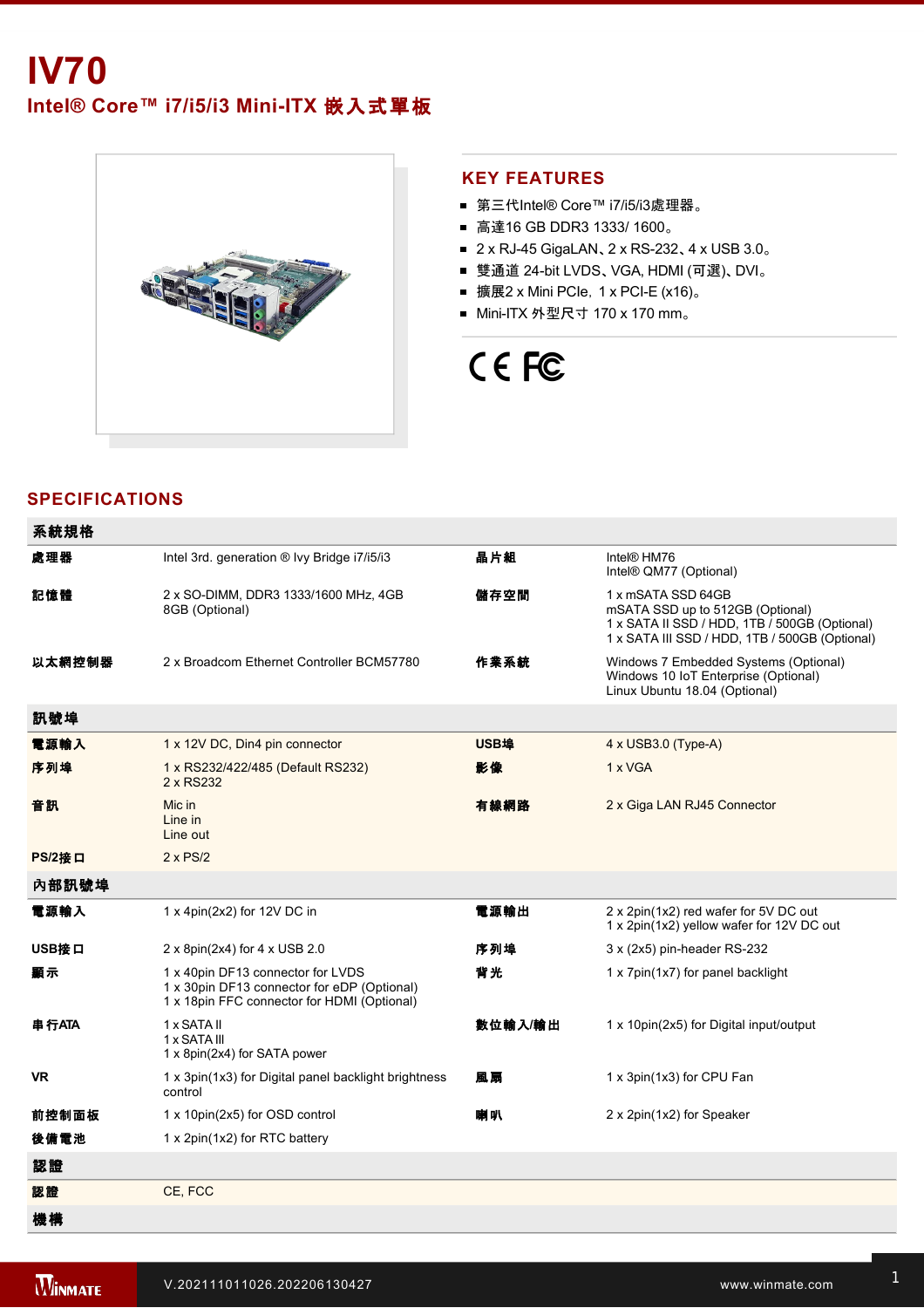# IV70

## Intel® Core™ i7/i5/i3 Mini-ITX 嵌入式單板

## KEY FEATURES

- 第三代Intel® Core™ i7/i5/i3處理器。
- 高達16 GB DDR3 1333/ 1600。
- 2 x RJ-45 GigaLAN、2 x RS-232、4 x USB 3.0。
- 雙通道 24-bit LVDS、VGA, HDMI (可選)、DVI。
- 擴展2 x Mini PCIe, 1 x PCI-E (x16)。
- Mini-ITX 外型尺寸 170 x 170 mm。

## SPECIFICATIONS

| 系統規格 | | | |
|---|---|---|---|
| 處理器 | Intel 3rd. generation ® Ivy Bridge i7/i5/i3 | 晶片組 | Intel® HM76<br>Intel® QM77 (Optional) |
| 記憶體 | 2 x SO-DIMM, DDR3 1333/1600 MHz, 4GB<br>8GB (Optional) | 儲存空間 | 1 x mSATA SSD 64GB<br>mSATA SSD up to 512GB (Optional)<br>1 x SATA II SSD / HDD, 1TB / 500GB (Optional)<br>1 x SATA III SSD / HDD, 1TB / 500GB (Optional) |
| 以太網控制器 | 2 x Broadcom Ethernet Controller BCM57780 | 作業系統 | Windows 7 Embedded Systems (Optional)<br>Windows 10 IoT Enterprise (Optional)<br>Linux Ubuntu 18.04 (Optional) |
| **訊號埠** | | | |
| 電源輸入 | 1 x 12V DC, Din4 pin connector | USB埠 | 4 x USB3.0 (Type-A) |
| 序列埠 | 1 x RS232/422/485 (Default RS232)<br>2 x RS232 | 影像 | 1 x VGA |
| 音訊 | Mic in<br>Line in<br>Line out | 有線網路 | 2 x Giga LAN RJ45 Connector |
| PS/2接口 | 2 x PS/2 | | |
| **內部訊號埠** | | | |
| 電源輸入 | 1 x 4pin(2x2) for 12V DC in | 電源輸出 | 2 x 2pin(1x2) red wafer for 5V DC out<br>1 x 2pin(1x2) yellow wafer for 12V DC out |
| USB接口 | 2 x 8pin(2x4) for 4 x USB 2.0 | 序列埠 | 3 x (2x5) pin-header RS-232 |
| 顯示 | 1 x 40pin DF13 connector for LVDS<br>1 x 30pin DF13 connector for eDP (Optional)<br>1 x 18pin FFC connector for HDMI (Optional) | 背光 | 1 x 7pin(1x7) for panel backlight |
| 串行ATA | 1 x SATA II<br>1 x SATA III<br>1 x 8pin(2x4) for SATA power | 數位輸入/輸出 | 1 x 10pin(2x5) for Digital input/output |
| VR | 1 x 3pin(1x3) for Digital panel backlight brightness control | 風扇 | 1 x 3pin(1x3) for CPU Fan |
| 前控制面板 | 1 x 10pin(2x5) for OSD control | 喇叭 | 2 x 2pin(1x2) for Speaker |
| 後備電池 | 1 x 2pin(1x2) for RTC battery | | |
| **認證** | | | |
| 認證 | CE, FCC | | |
| **機構** | | | |

V.202111011026.202206130427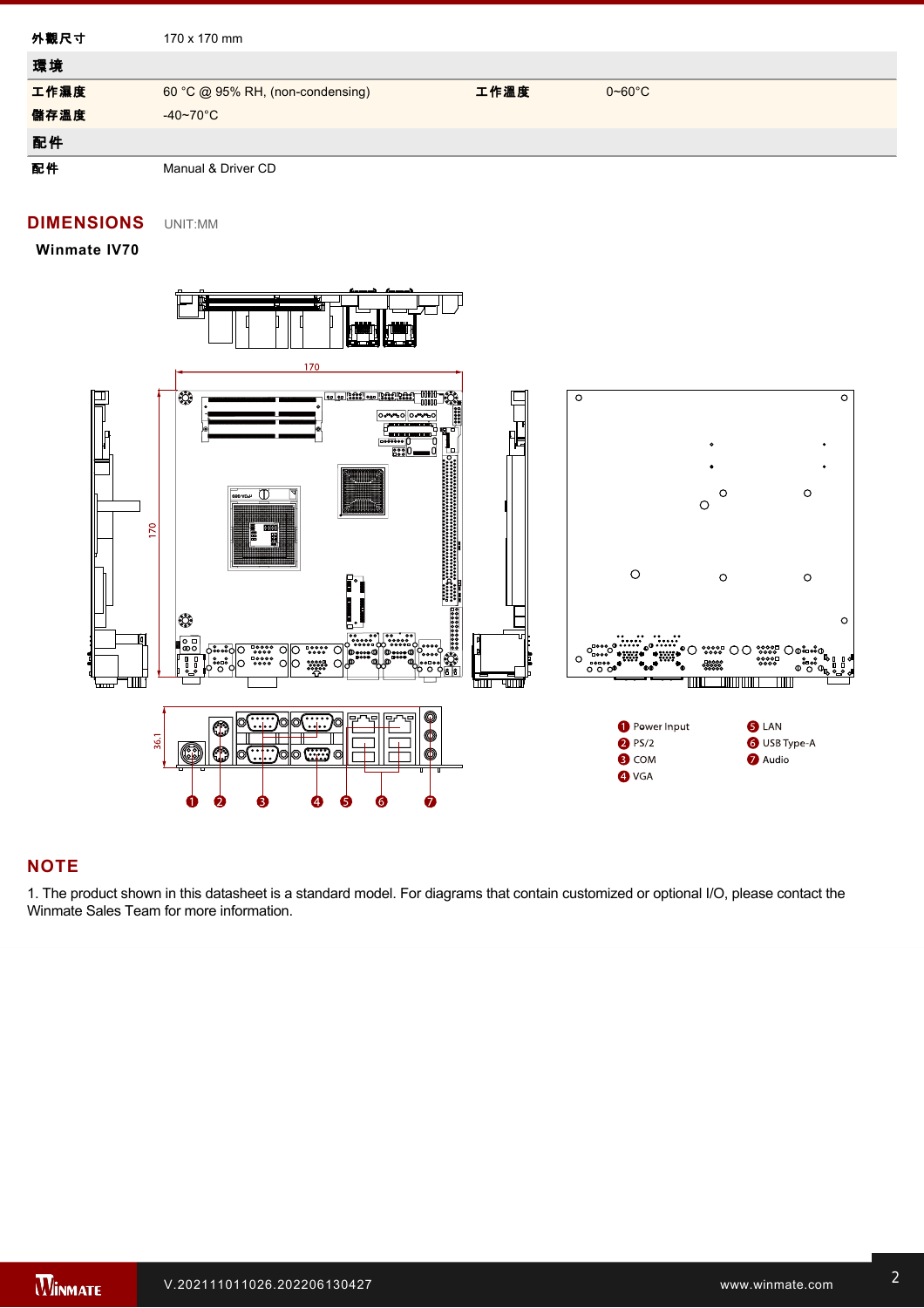| | | | |
|---|---|---|---|
| 外觀尺寸 | 170 x 170 mm | | |
| **環境** | | | |
| 工作濕度 | 60 °C @ 95% RH, (non-condensing) | 工作溫度 | 0~60°C |
| 儲存溫度 | -40~70°C | | |
| **配件** | | | |
| 配件 | Manual & Driver CD | | |

## DIMENSIONS UNIT:MM

**Winmate IV70**

170

170

36.1

❶ Power Input
❷ PS/2
❸ COM
❹ VGA
❺ LAN
❻ USB Type-A
❼ Audio

## NOTE

1. The product shown in this datasheet is a standard model. For diagrams that contain customized or optional I/O, please contact the Winmate Sales Team for more information.